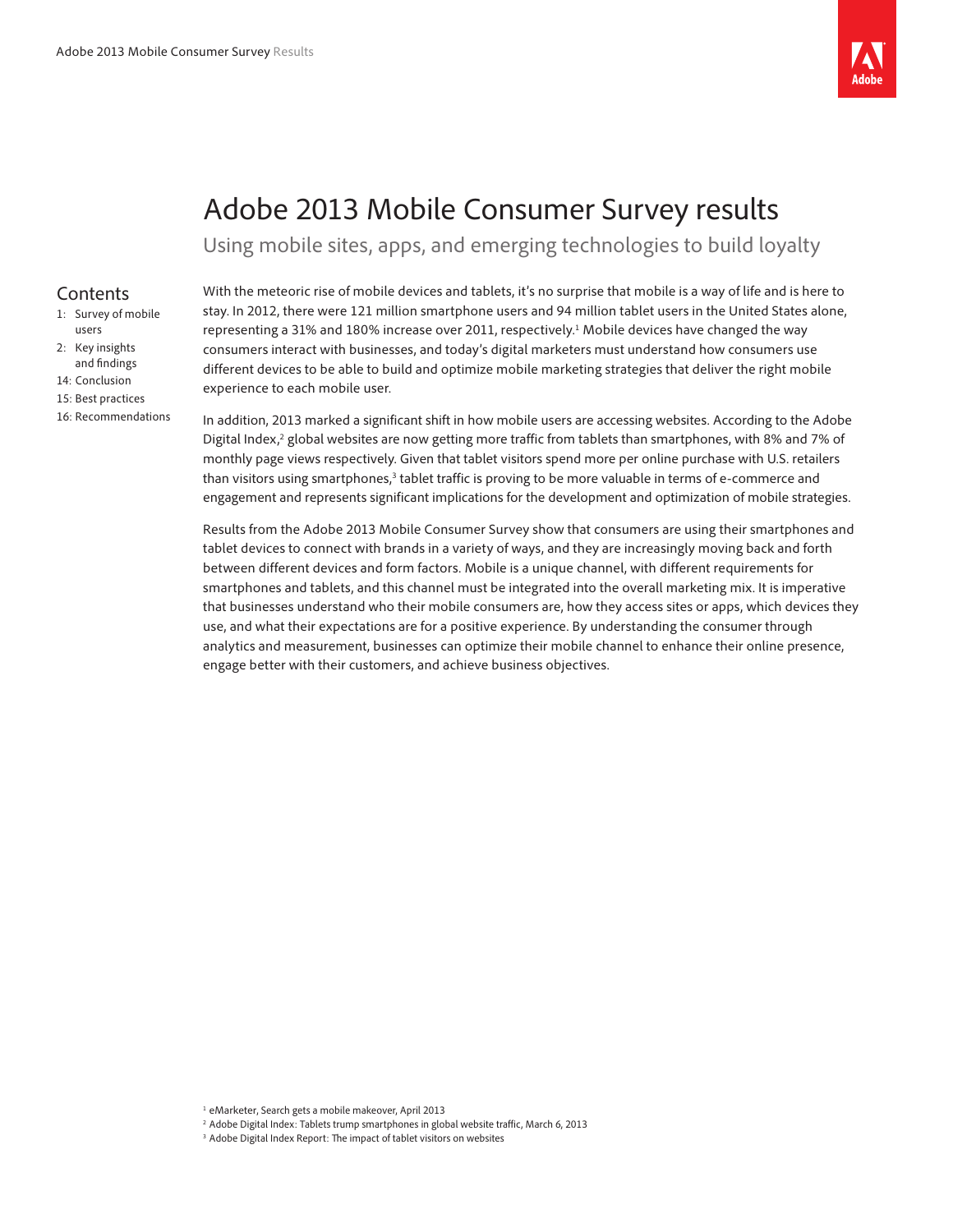# Adobe 2013 Mobile Consumer Survey results

## Using mobile sites, apps, and emerging technologies to build loyalty

### Contents

- 1: Survey of mobile users
- 2: Key insights and findings
- 14: Conclusion
- 15: Best practices
- 16: Recommendations

With the meteoric rise of mobile devices and tablets, it's no surprise that mobile is a way of life and is here to stay. In 2012, there were 121 million smartphone users and 94 million tablet users in the United States alone, representing a 31% and 180% increase over 2011, respectively.[1] Mobile devices have changed the way consumers interact with businesses, and today's digital marketers must understand how consumers use different devices to be able to build and optimize mobile marketing strategies that deliver the right mobile experience to each mobile user.

In addition, 2013 marked a significant shift in how mobile users are accessing websites. According to the Adobe Digital Index,[2] global websites are now getting more traffic from tablets than smartphones, with 8% and 7% of monthly page views respectively. Given that tablet visitors spend more per online purchase with U.S. retailers than visitors using smartphones,[3] tablet traffic is proving to be more valuable in terms of e-commerce and engagement and represents significant implications for the development and optimization of mobile strategies.

Results from the Adobe 2013 Mobile Consumer Survey show that consumers are using their smartphones and tablet devices to connect with brands in a variety of ways, and they are increasingly moving back and forth between different devices and form factors. Mobile is a unique channel, with different requirements for smartphones and tablets, and this channel must be integrated into the overall marketing mix. It is imperative that businesses understand who their mobile consumers are, how they access sites or apps, which devices they use, and what their expectations are for a positive experience. By understanding the consumer through analytics and measurement, businesses can optimize their mobile channel to enhance their online presence, engage better with their customers, and achieve business objectives.

[1] eMarketer, Search gets a mobile makeover, April 2013

[2] Adobe Digital Index: Tablets trump smartphones in global website traffic, March 6, 2013

[3] Adobe Digital Index Report: The impact of tablet visitors on websites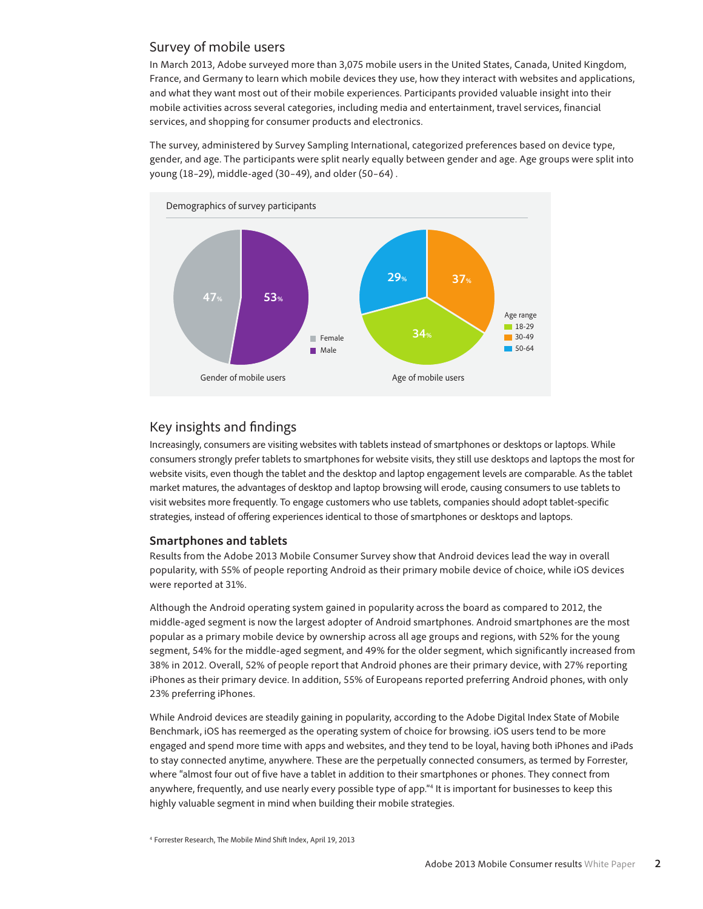## Survey of mobile users

In March 2013, Adobe surveyed more than 3,075 mobile users in the United States, Canada, United Kingdom, France, and Germany to learn which mobile devices they use, how they interact with websites and applications, and what they want most out of their mobile experiences. Participants provided valuable insight into their mobile activities across several categories, including media and entertainment, travel services, financial services, and shopping for consumer products and electronics.

The survey, administered by Survey Sampling International, categorized preferences based on device type, gender, and age. The participants were split nearly equally between gender and age. Age groups were split into young (18–29), middle-aged (30–49), and older (50–64) .

Demographics of survey participants

Gender of mobile users: Female 47%, Male 53%

Age of mobile users: 18-29: 34%, 30-49: 37%, 50-64: 29%

## Key insights and findings

Increasingly, consumers are visiting websites with tablets instead of smartphones or desktops or laptops. While consumers strongly prefer tablets to smartphones for website visits, they still use desktops and laptops the most for website visits, even though the tablet and the desktop and laptop engagement levels are comparable. As the tablet market matures, the advantages of desktop and laptop browsing will erode, causing consumers to use tablets to visit websites more frequently. To engage customers who use tablets, companies should adopt tablet-specific strategies, instead of offering experiences identical to those of smartphones or desktops and laptops.

### Smartphones and tablets

Results from the Adobe 2013 Mobile Consumer Survey show that Android devices lead the way in overall popularity, with 55% of people reporting Android as their primary mobile device of choice, while iOS devices were reported at 31%.

Although the Android operating system gained in popularity across the board as compared to 2012, the middle-aged segment is now the largest adopter of Android smartphones. Android smartphones are the most popular as a primary mobile device by ownership across all age groups and regions, with 52% for the young segment, 54% for the middle-aged segment, and 49% for the older segment, which significantly increased from 38% in 2012. Overall, 52% of people report that Android phones are their primary device, with 27% reporting iPhones as their primary device. In addition, 55% of Europeans reported preferring Android phones, with only 23% preferring iPhones.

While Android devices are steadily gaining in popularity, according to the Adobe Digital Index State of Mobile Benchmark, iOS has reemerged as the operating system of choice for browsing. iOS users tend to be more engaged and spend more time with apps and websites, and they tend to be loyal, having both iPhones and iPads to stay connected anytime, anywhere. These are the perpetually connected consumers, as termed by Forrester, where "almost four out of five have a tablet in addition to their smartphones or phones. They connect from anywhere, frequently, and use nearly every possible type of app."[4] It is important for businesses to keep this highly valuable segment in mind when building their mobile strategies.

[4] Forrester Research, The Mobile Mind Shift Index, April 19, 2013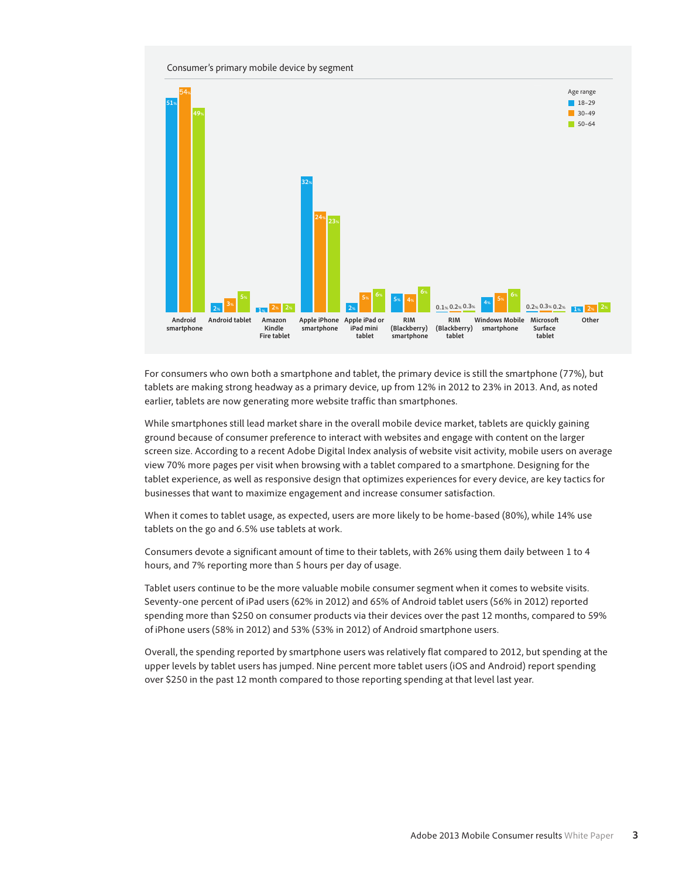Consumer's primary mobile device by segment

| Device | 18–29 | 30–49 | 50–64 |
|---|---|---|---|
| Android smartphone | 51% | 54% | 49% |
| Android tablet | 2% | 3% | 5% |
| Amazon Kindle Fire tablet | 1% | 2% | 2% |
| Apple iPhone smartphone | 32% | 24% | 23% |
| Apple iPad or iPad mini tablet | 2% | 5% | 6% |
| RIM (Blackberry) smartphone | 5% | 4% | 6% |
| RIM (Blackberry) tablet | 0.1% | 0.2% | 0.3% |
| Windows Mobile smartphone | 4% | 5% | 6% |
| Microsoft Surface tablet | 0.2% | 0.3% | 0.2% |
| Other | 1% | 2% | 2% |

For consumers who own both a smartphone and tablet, the primary device is still the smartphone (77%), but tablets are making strong headway as a primary device, up from 12% in 2012 to 23% in 2013. And, as noted earlier, tablets are now generating more website traffic than smartphones.

While smartphones still lead market share in the overall mobile device market, tablets are quickly gaining ground because of consumer preference to interact with websites and engage with content on the larger screen size. According to a recent Adobe Digital Index analysis of website visit activity, mobile users on average view 70% more pages per visit when browsing with a tablet compared to a smartphone. Designing for the tablet experience, as well as responsive design that optimizes experiences for every device, are key tactics for businesses that want to maximize engagement and increase consumer satisfaction.

When it comes to tablet usage, as expected, users are more likely to be home-based (80%), while 14% use tablets on the go and 6.5% use tablets at work.

Consumers devote a significant amount of time to their tablets, with 26% using them daily between 1 to 4 hours, and 7% reporting more than 5 hours per day of usage.

Tablet users continue to be the more valuable mobile consumer segment when it comes to website visits. Seventy-one percent of iPad users (62% in 2012) and 65% of Android tablet users (56% in 2012) reported spending more than $250 on consumer products via their devices over the past 12 months, compared to 59% of iPhone users (58% in 2012) and 53% (53% in 2012) of Android smartphone users.

Overall, the spending reported by smartphone users was relatively flat compared to 2012, but spending at the upper levels by tablet users has jumped. Nine percent more tablet users (iOS and Android) report spending over $250 in the past 12 month compared to those reporting spending at that level last year.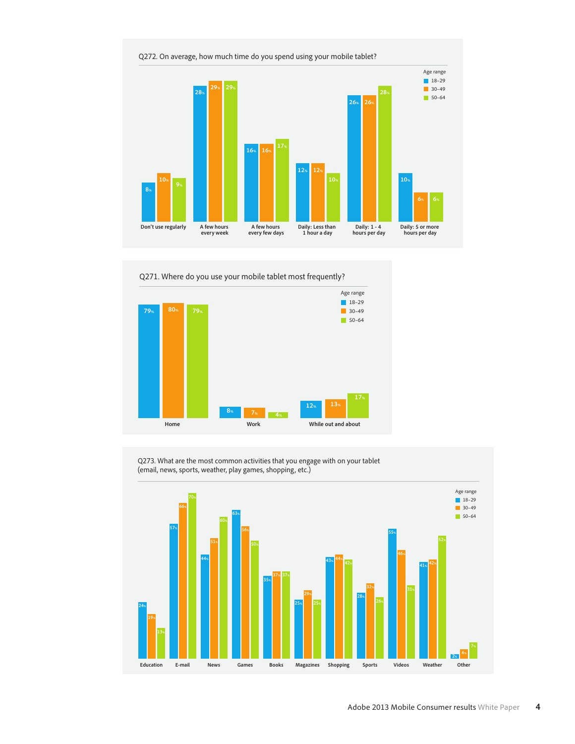Q272. On average, how much time do you spend using your mobile tablet?

| Age range | Don't use regularly | A few hours every week | A few hours every few days | Daily: Less than 1 hour a day | Daily: 1 - 4 hours per day | Daily: 5 or more hours per day |
|---|---|---|---|---|---|---|
| 18–29 | 8% | 28% | 16% | 12% | 26% | 10% |
| 30–49 | 10% | 29% | 16% | 12% | 26% | 6% |
| 50–64 | 9% | 29% | 17% | 10% | 28% | 6% |

Q271. Where do you use your mobile tablet most frequently?

| Age range | Home | Work | While out and about |
|---|---|---|---|
| 18–29 | 79% | 8% | 12% |
| 30–49 | 80% | 7% | 13% |
| 50–64 | 79% | 4% | 17% |

Q273. What are the most common activities that you engage with on your tablet (email, news, sports, weather, play games, shopping, etc.)

| Age range | Education | E-mail | News | Games | Books | Magazines | Shopping | Sports | Videos | Weather | Other |
|---|---|---|---|---|---|---|---|---|---|---|---|
| 18–29 | 24% | 57% | 44% | 63% | 35% | 25% | 43% | 28% | 55% | 41% | 2% |
| 30–49 | 19% | 66% | 51% | 56% | 37% | 29% | 44% | 32% | 46% | 42% | 4% |
| 50–64 | 13% | 70% | 60% | 50% | 37% | 25% | 42% | 26% | 31% | 52% | 7% |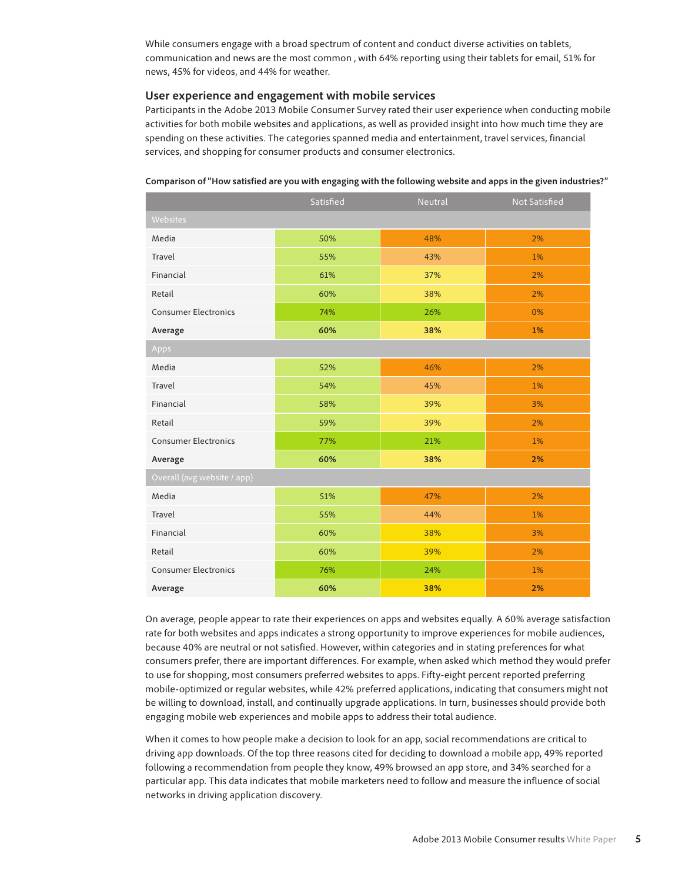While consumers engage with a broad spectrum of content and conduct diverse activities on tablets, communication and news are the most common , with 64% reporting using their tablets for email, 51% for news, 45% for videos, and 44% for weather.

## User experience and engagement with mobile services

Participants in the Adobe 2013 Mobile Consumer Survey rated their user experience when conducting mobile activities for both mobile websites and applications, as well as provided insight into how much time they are spending on these activities. The categories spanned media and entertainment, travel services, financial services, and shopping for consumer products and consumer electronics.

**Comparison of "How satisfied are you with engaging with the following website and apps in the given industries?"**

| | Satisfied | Neutral | Not Satisfied |
|---|---|---|---|
| Websites | | | |
| Media | 50% | 48% | 2% |
| Travel | 55% | 43% | 1% |
| Financial | 61% | 37% | 2% |
| Retail | 60% | 38% | 2% |
| Consumer Electronics | 74% | 26% | 0% |
| **Average** | **60%** | **38%** | **1%** |
| Apps | | | |
| Media | 52% | 46% | 2% |
| Travel | 54% | 45% | 1% |
| Financial | 58% | 39% | 3% |
| Retail | 59% | 39% | 2% |
| Consumer Electronics | 77% | 21% | 1% |
| **Average** | **60%** | **38%** | **2%** |
| Overall (avg website / app) | | | |
| Media | 51% | 47% | 2% |
| Travel | 55% | 44% | 1% |
| Financial | 60% | 38% | 3% |
| Retail | 60% | 39% | 2% |
| Consumer Electronics | 76% | 24% | 1% |
| **Average** | **60%** | **38%** | **2%** |

On average, people appear to rate their experiences on apps and websites equally. A 60% average satisfaction rate for both websites and apps indicates a strong opportunity to improve experiences for mobile audiences, because 40% are neutral or not satisfied. However, within categories and in stating preferences for what consumers prefer, there are important differences. For example, when asked which method they would prefer to use for shopping, most consumers preferred websites to apps. Fifty-eight percent reported preferring mobile-optimized or regular websites, while 42% preferred applications, indicating that consumers might not be willing to download, install, and continually upgrade applications. In turn, businesses should provide both engaging mobile web experiences and mobile apps to address their total audience.

When it comes to how people make a decision to look for an app, social recommendations are critical to driving app downloads. Of the top three reasons cited for deciding to download a mobile app, 49% reported following a recommendation from people they know, 49% browsed an app store, and 34% searched for a particular app. This data indicates that mobile marketers need to follow and measure the influence of social networks in driving application discovery.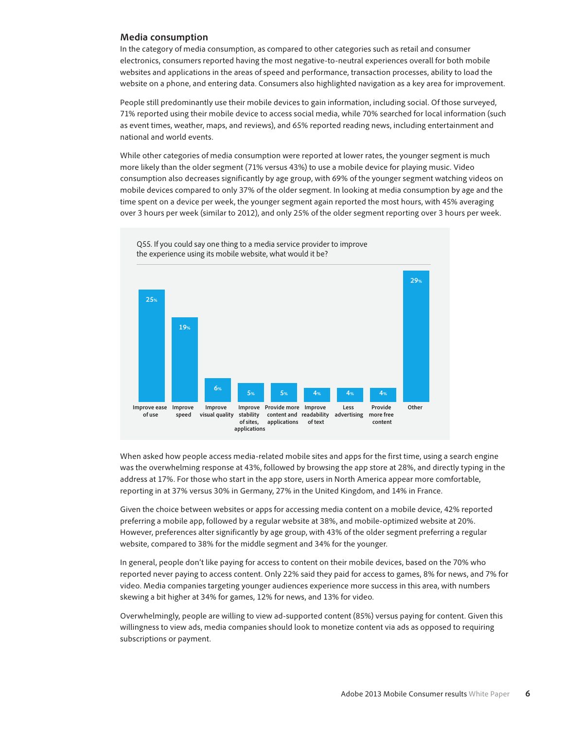## Media consumption

In the category of media consumption, as compared to other categories such as retail and consumer electronics, consumers reported having the most negative-to-neutral experiences overall for both mobile websites and applications in the areas of speed and performance, transaction processes, ability to load the website on a phone, and entering data. Consumers also highlighted navigation as a key area for improvement.

People still predominantly use their mobile devices to gain information, including social. Of those surveyed, 71% reported using their mobile device to access social media, while 70% searched for local information (such as event times, weather, maps, and reviews), and 65% reported reading news, including entertainment and national and world events.

While other categories of media consumption were reported at lower rates, the younger segment is much more likely than the older segment (71% versus 43%) to use a mobile device for playing music. Video consumption also decreases significantly by age group, with 69% of the younger segment watching videos on mobile devices compared to only 37% of the older segment. In looking at media consumption by age and the time spent on a device per week, the younger segment again reported the most hours, with 45% averaging over 3 hours per week (similar to 2012), and only 25% of the older segment reporting over 3 hours per week.

Q55. If you could say one thing to a media service provider to improve the experience using its mobile website, what would it be?

| Response | % |
| --- | --- |
| Improve ease of use | 25% |
| Improve speed | 19% |
| Improve visual quality | 6% |
| Improve stability of sites, applications | 5% |
| Provide more content and applications | 5% |
| Improve readability of text | 4% |
| Less advertising | 4% |
| Provide more free content | 4% |
| Other | 29% |

When asked how people access media-related mobile sites and apps for the first time, using a search engine was the overwhelming response at 43%, followed by browsing the app store at 28%, and directly typing in the address at 17%. For those who start in the app store, users in North America appear more comfortable, reporting in at 37% versus 30% in Germany, 27% in the United Kingdom, and 14% in France.

Given the choice between websites or apps for accessing media content on a mobile device, 42% reported preferring a mobile app, followed by a regular website at 38%, and mobile-optimized website at 20%. However, preferences alter significantly by age group, with 43% of the older segment preferring a regular website, compared to 38% for the middle segment and 34% for the younger.

In general, people don't like paying for access to content on their mobile devices, based on the 70% who reported never paying to access content. Only 22% said they paid for access to games, 8% for news, and 7% for video. Media companies targeting younger audiences experience more success in this area, with numbers skewing a bit higher at 34% for games, 12% for news, and 13% for video.

Overwhelmingly, people are willing to view ad-supported content (85%) versus paying for content. Given this willingness to view ads, media companies should look to monetize content via ads as opposed to requiring subscriptions or payment.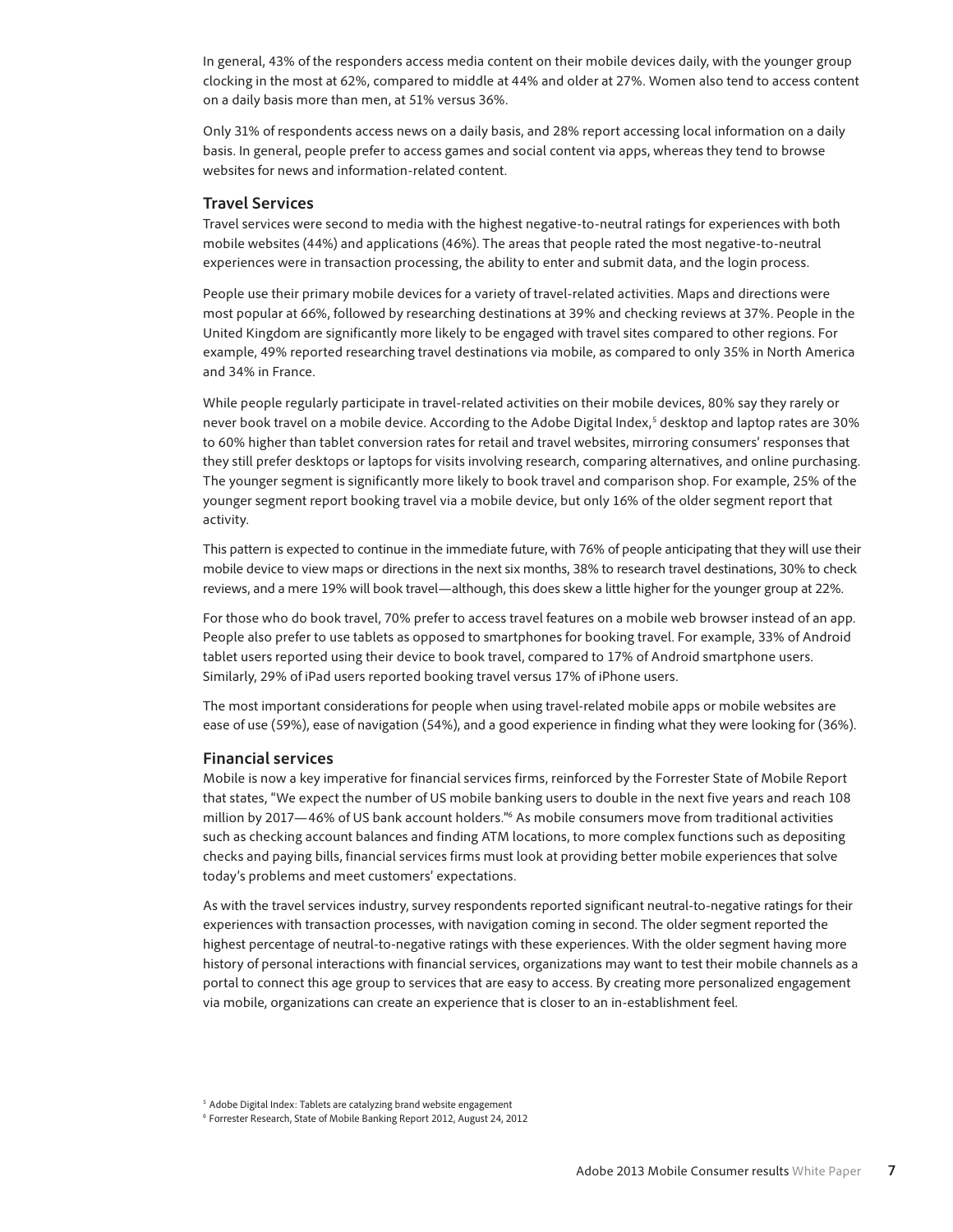In general, 43% of the responders access media content on their mobile devices daily, with the younger group clocking in the most at 62%, compared to middle at 44% and older at 27%. Women also tend to access content on a daily basis more than men, at 51% versus 36%.

Only 31% of respondents access news on a daily basis, and 28% report accessing local information on a daily basis. In general, people prefer to access games and social content via apps, whereas they tend to browse websites for news and information-related content.

### Travel Services

Travel services were second to media with the highest negative-to-neutral ratings for experiences with both mobile websites (44%) and applications (46%). The areas that people rated the most negative-to-neutral experiences were in transaction processing, the ability to enter and submit data, and the login process.

People use their primary mobile devices for a variety of travel-related activities. Maps and directions were most popular at 66%, followed by researching destinations at 39% and checking reviews at 37%. People in the United Kingdom are significantly more likely to be engaged with travel sites compared to other regions. For example, 49% reported researching travel destinations via mobile, as compared to only 35% in North America and 34% in France.

While people regularly participate in travel-related activities on their mobile devices, 80% say they rarely or never book travel on a mobile device. According to the Adobe Digital Index,[5] desktop and laptop rates are 30% to 60% higher than tablet conversion rates for retail and travel websites, mirroring consumers' responses that they still prefer desktops or laptops for visits involving research, comparing alternatives, and online purchasing. The younger segment is significantly more likely to book travel and comparison shop. For example, 25% of the younger segment report booking travel via a mobile device, but only 16% of the older segment report that activity.

This pattern is expected to continue in the immediate future, with 76% of people anticipating that they will use their mobile device to view maps or directions in the next six months, 38% to research travel destinations, 30% to check reviews, and a mere 19% will book travel—although, this does skew a little higher for the younger group at 22%.

For those who do book travel, 70% prefer to access travel features on a mobile web browser instead of an app. People also prefer to use tablets as opposed to smartphones for booking travel. For example, 33% of Android tablet users reported using their device to book travel, compared to 17% of Android smartphone users. Similarly, 29% of iPad users reported booking travel versus 17% of iPhone users.

The most important considerations for people when using travel-related mobile apps or mobile websites are ease of use (59%), ease of navigation (54%), and a good experience in finding what they were looking for (36%).

### Financial services

Mobile is now a key imperative for financial services firms, reinforced by the Forrester State of Mobile Report that states, "We expect the number of US mobile banking users to double in the next five years and reach 108 million by 2017—46% of US bank account holders."[6] As mobile consumers move from traditional activities such as checking account balances and finding ATM locations, to more complex functions such as depositing checks and paying bills, financial services firms must look at providing better mobile experiences that solve today's problems and meet customers' expectations.

As with the travel services industry, survey respondents reported significant neutral-to-negative ratings for their experiences with transaction processes, with navigation coming in second. The older segment reported the highest percentage of neutral-to-negative ratings with these experiences. With the older segment having more history of personal interactions with financial services, organizations may want to test their mobile channels as a portal to connect this age group to services that are easy to access. By creating more personalized engagement via mobile, organizations can create an experience that is closer to an in-establishment feel.

[5] Adobe Digital Index: Tablets are catalyzing brand website engagement

[6] Forrester Research, State of Mobile Banking Report 2012, August 24, 2012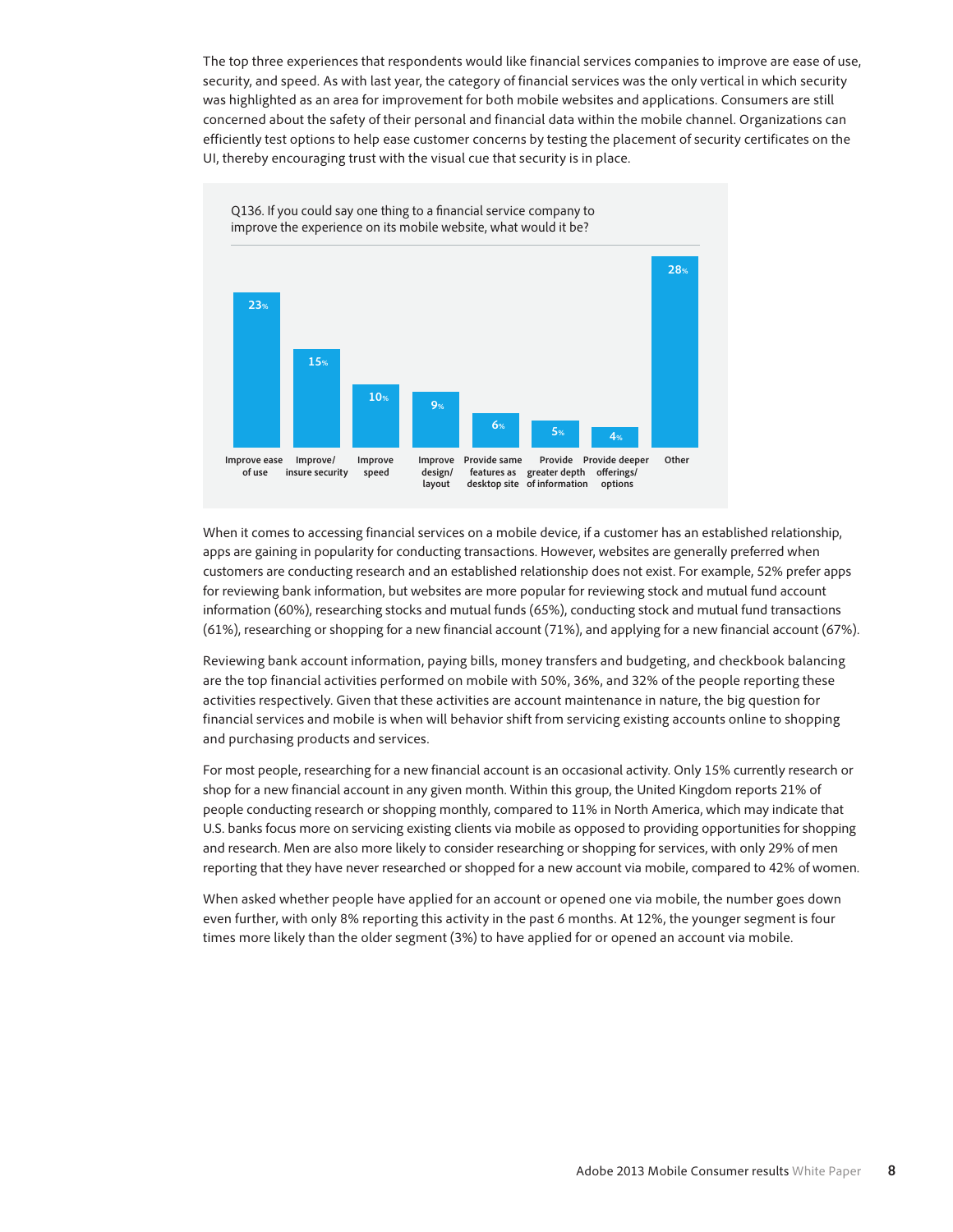The top three experiences that respondents would like financial services companies to improve are ease of use, security, and speed. As with last year, the category of financial services was the only vertical in which security was highlighted as an area for improvement for both mobile websites and applications. Consumers are still concerned about the safety of their personal and financial data within the mobile channel. Organizations can efficiently test options to help ease customer concerns by testing the placement of security certificates on the UI, thereby encouraging trust with the visual cue that security is in place.

Q136. If you could say one thing to a financial service company to improve the experience on its mobile website, what would it be?

| Improve ease of use | Improve/ insure security | Improve speed | Improve design/ layout | Provide same features as desktop site | Provide greater depth of information | Provide deeper offerings/ options | Other |
|---|---|---|---|---|---|---|---|
| 23% | 15% | 10% | 9% | 6% | 5% | 4% | 28% |

When it comes to accessing financial services on a mobile device, if a customer has an established relationship, apps are gaining in popularity for conducting transactions. However, websites are generally preferred when customers are conducting research and an established relationship does not exist. For example, 52% prefer apps for reviewing bank information, but websites are more popular for reviewing stock and mutual fund account information (60%), researching stocks and mutual funds (65%), conducting stock and mutual fund transactions (61%), researching or shopping for a new financial account (71%), and applying for a new financial account (67%).

Reviewing bank account information, paying bills, money transfers and budgeting, and checkbook balancing are the top financial activities performed on mobile with 50%, 36%, and 32% of the people reporting these activities respectively. Given that these activities are account maintenance in nature, the big question for financial services and mobile is when will behavior shift from servicing existing accounts online to shopping and purchasing products and services.

For most people, researching for a new financial account is an occasional activity. Only 15% currently research or shop for a new financial account in any given month. Within this group, the United Kingdom reports 21% of people conducting research or shopping monthly, compared to 11% in North America, which may indicate that U.S. banks focus more on servicing existing clients via mobile as opposed to providing opportunities for shopping and research. Men are also more likely to consider researching or shopping for services, with only 29% of men reporting that they have never researched or shopped for a new account via mobile, compared to 42% of women.

When asked whether people have applied for an account or opened one via mobile, the number goes down even further, with only 8% reporting this activity in the past 6 months. At 12%, the younger segment is four times more likely than the older segment (3%) to have applied for or opened an account via mobile.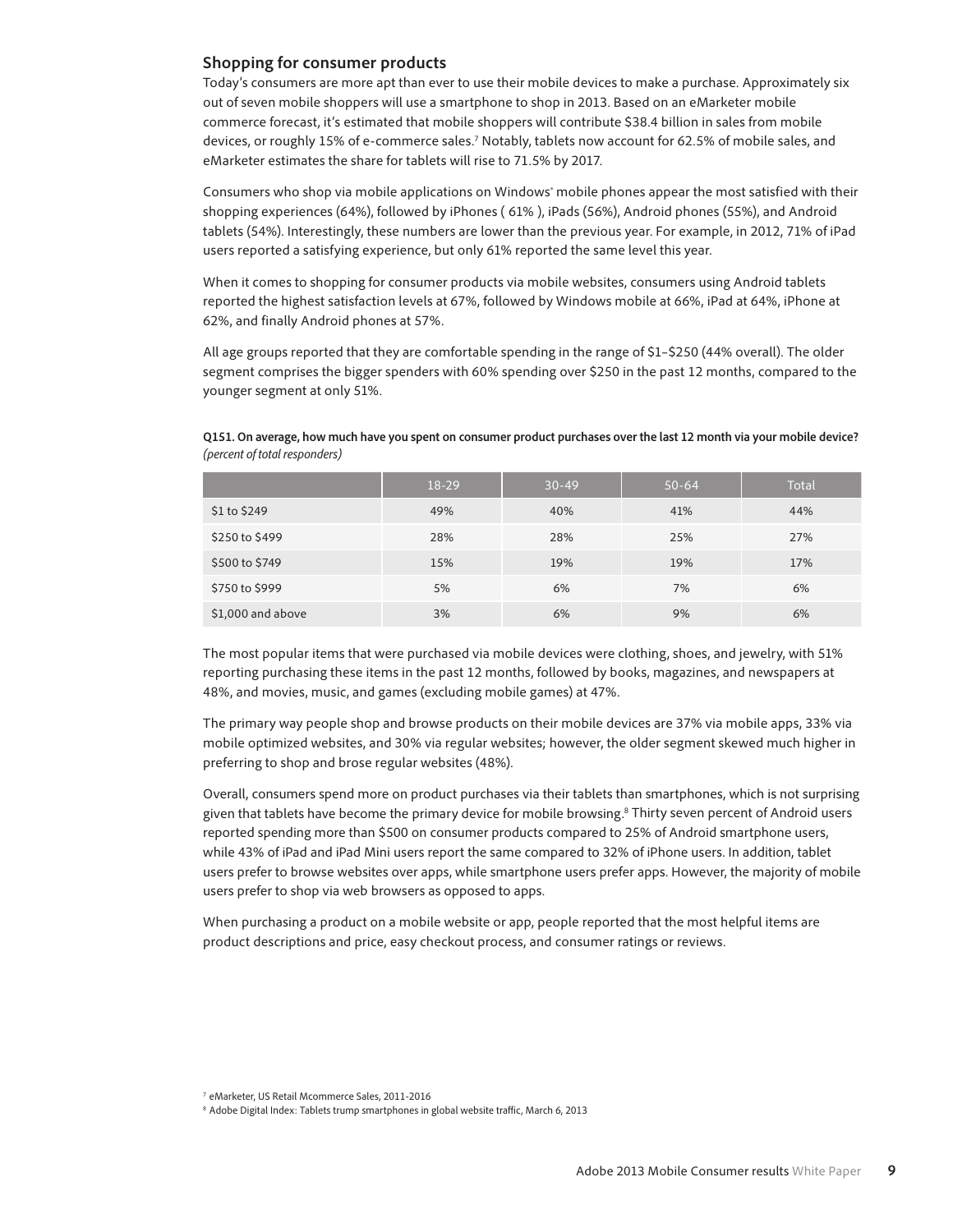## Shopping for consumer products

Today's consumers are more apt than ever to use their mobile devices to make a purchase. Approximately six out of seven mobile shoppers will use a smartphone to shop in 2013. Based on an eMarketer mobile commerce forecast, it's estimated that mobile shoppers will contribute $38.4 billion in sales from mobile devices, or roughly 15% of e-commerce sales.[7] Notably, tablets now account for 62.5% of mobile sales, and eMarketer estimates the share for tablets will rise to 71.5% by 2017.

Consumers who shop via mobile applications on Windows® mobile phones appear the most satisfied with their shopping experiences (64%), followed by iPhones ( 61% ), iPads (56%), Android phones (55%), and Android tablets (54%). Interestingly, these numbers are lower than the previous year. For example, in 2012, 71% of iPad users reported a satisfying experience, but only 61% reported the same level this year.

When it comes to shopping for consumer products via mobile websites, consumers using Android tablets reported the highest satisfaction levels at 67%, followed by Windows mobile at 66%, iPad at 64%, iPhone at 62%, and finally Android phones at 57%.

All age groups reported that they are comfortable spending in the range of $1–$250 (44% overall). The older segment comprises the bigger spenders with 60% spending over $250 in the past 12 months, compared to the younger segment at only 51%.

**Q151. On average, how much have you spent on consumer product purchases over the last 12 month via your mobile device?** *(percent of total responders)*

| | 18-29 | 30-49 | 50-64 | Total |
|---|---|---|---|---|
| $1 to $249 | 49% | 40% | 41% | 44% |
| $250 to $499 | 28% | 28% | 25% | 27% |
| $500 to $749 | 15% | 19% | 19% | 17% |
| $750 to $999 | 5% | 6% | 7% | 6% |
| $1,000 and above | 3% | 6% | 9% | 6% |

The most popular items that were purchased via mobile devices were clothing, shoes, and jewelry, with 51% reporting purchasing these items in the past 12 months, followed by books, magazines, and newspapers at 48%, and movies, music, and games (excluding mobile games) at 47%.

The primary way people shop and browse products on their mobile devices are 37% via mobile apps, 33% via mobile optimized websites, and 30% via regular websites; however, the older segment skewed much higher in preferring to shop and brose regular websites (48%).

Overall, consumers spend more on product purchases via their tablets than smartphones, which is not surprising given that tablets have become the primary device for mobile browsing.[8] Thirty seven percent of Android users reported spending more than $500 on consumer products compared to 25% of Android smartphone users, while 43% of iPad and iPad Mini users report the same compared to 32% of iPhone users. In addition, tablet users prefer to browse websites over apps, while smartphone users prefer apps. However, the majority of mobile users prefer to shop via web browsers as opposed to apps.

When purchasing a product on a mobile website or app, people reported that the most helpful items are product descriptions and price, easy checkout process, and consumer ratings or reviews.

[7] eMarketer, US Retail Mcommerce Sales, 2011-2016

[8] Adobe Digital Index: Tablets trump smartphones in global website traffic, March 6, 2013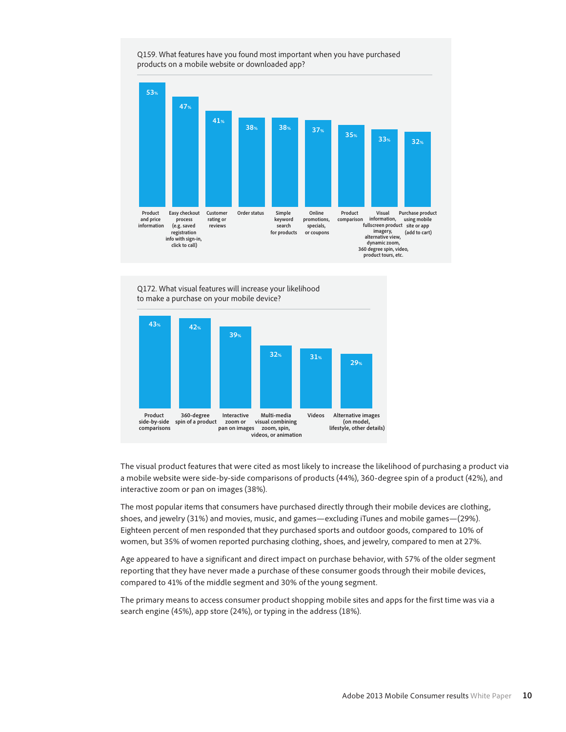Q159. What features have you found most important when you have purchased products on a mobile website or downloaded app?

| Feature | Percentage |
|---|---|
| Product and price information | 53% |
| Easy checkout process (e.g. saved registration info with sign-in, click to call) | 47% |
| Customer rating or reviews | 41% |
| Order status | 38% |
| Simple keyword search for products | 38% |
| Online promotions, specials, or coupons | 37% |
| Product comparison | 35% |
| Visual information, fullscreen product imagery, alternative view, dynamic zoom, 360 degree spin, video, product tours, etc. | 33% |
| Purchase product using mobile site or app (add to cart) | 32% |

Q172. What visual features will increase your likelihood to make a purchase on your mobile device?

| Feature | Percentage |
|---|---|
| Product side-by-side comparisons | 43% |
| 360-degree spin of a product | 42% |
| Interactive zoom or pan on images | 39% |
| Multi-media visual combining zoom, spin, videos, or animation | 32% |
| Videos | 31% |
| Alternative images (on model, lifestyle, other details) | 29% |

The visual product features that were cited as most likely to increase the likelihood of purchasing a product via a mobile website were side-by-side comparisons of products (44%), 360-degree spin of a product (42%), and interactive zoom or pan on images (38%).

The most popular items that consumers have purchased directly through their mobile devices are clothing, shoes, and jewelry (31%) and movies, music, and games—excluding iTunes and mobile games—(29%). Eighteen percent of men responded that they purchased sports and outdoor goods, compared to 10% of women, but 35% of women reported purchasing clothing, shoes, and jewelry, compared to men at 27%.

Age appeared to have a significant and direct impact on purchase behavior, with 57% of the older segment reporting that they have never made a purchase of these consumer goods through their mobile devices, compared to 41% of the middle segment and 30% of the young segment.

The primary means to access consumer product shopping mobile sites and apps for the first time was via a search engine (45%), app store (24%), or typing in the address (18%).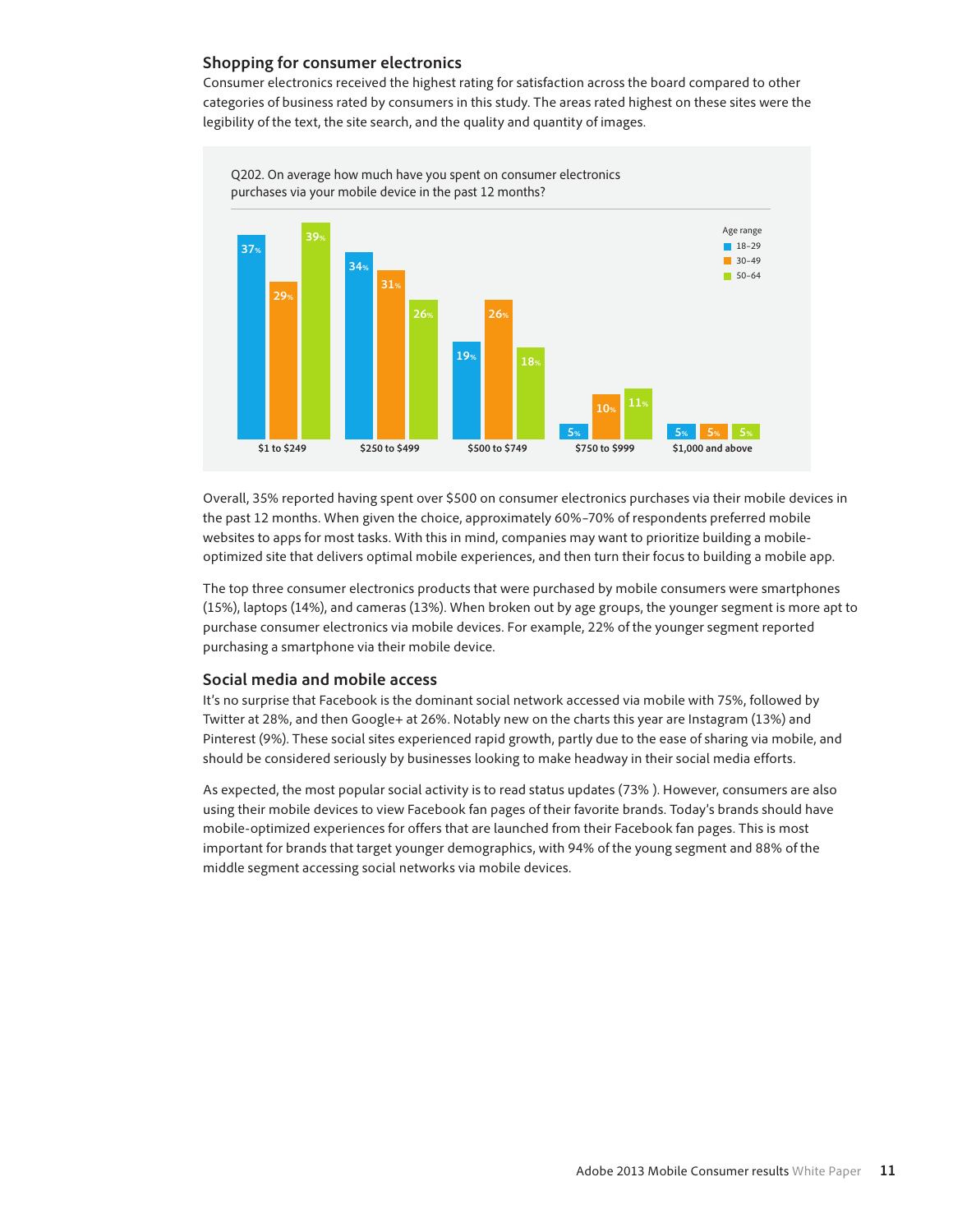## Shopping for consumer electronics

Consumer electronics received the highest rating for satisfaction across the board compared to other categories of business rated by consumers in this study. The areas rated highest on these sites were the legibility of the text, the site search, and the quality and quantity of images.

Q202. On average how much have you spent on consumer electronics purchases via your mobile device in the past 12 months?

| Age range | $1 to $249 | $250 to $499 | $500 to $749 | $750 to $999 | $1,000 and above |
|---|---|---|---|---|---|
| 18–29 | 37% | 34% | 19% | 5% | 5% |
| 30–49 | 29% | 31% | 26% | 10% | 5% |
| 50–64 | 39% | 26% | 18% | 11% | 5% |

Overall, 35% reported having spent over $500 on consumer electronics purchases via their mobile devices in the past 12 months. When given the choice, approximately 60%–70% of respondents preferred mobile websites to apps for most tasks. With this in mind, companies may want to prioritize building a mobile-optimized site that delivers optimal mobile experiences, and then turn their focus to building a mobile app.

The top three consumer electronics products that were purchased by mobile consumers were smartphones (15%), laptops (14%), and cameras (13%). When broken out by age groups, the younger segment is more apt to purchase consumer electronics via mobile devices. For example, 22% of the younger segment reported purchasing a smartphone via their mobile device.

## Social media and mobile access

It's no surprise that Facebook is the dominant social network accessed via mobile with 75%, followed by Twitter at 28%, and then Google+ at 26%. Notably new on the charts this year are Instagram (13%) and Pinterest (9%). These social sites experienced rapid growth, partly due to the ease of sharing via mobile, and should be considered seriously by businesses looking to make headway in their social media efforts.

As expected, the most popular social activity is to read status updates (73% ). However, consumers are also using their mobile devices to view Facebook fan pages of their favorite brands. Today's brands should have mobile-optimized experiences for offers that are launched from their Facebook fan pages. This is most important for brands that target younger demographics, with 94% of the young segment and 88% of the middle segment accessing social networks via mobile devices.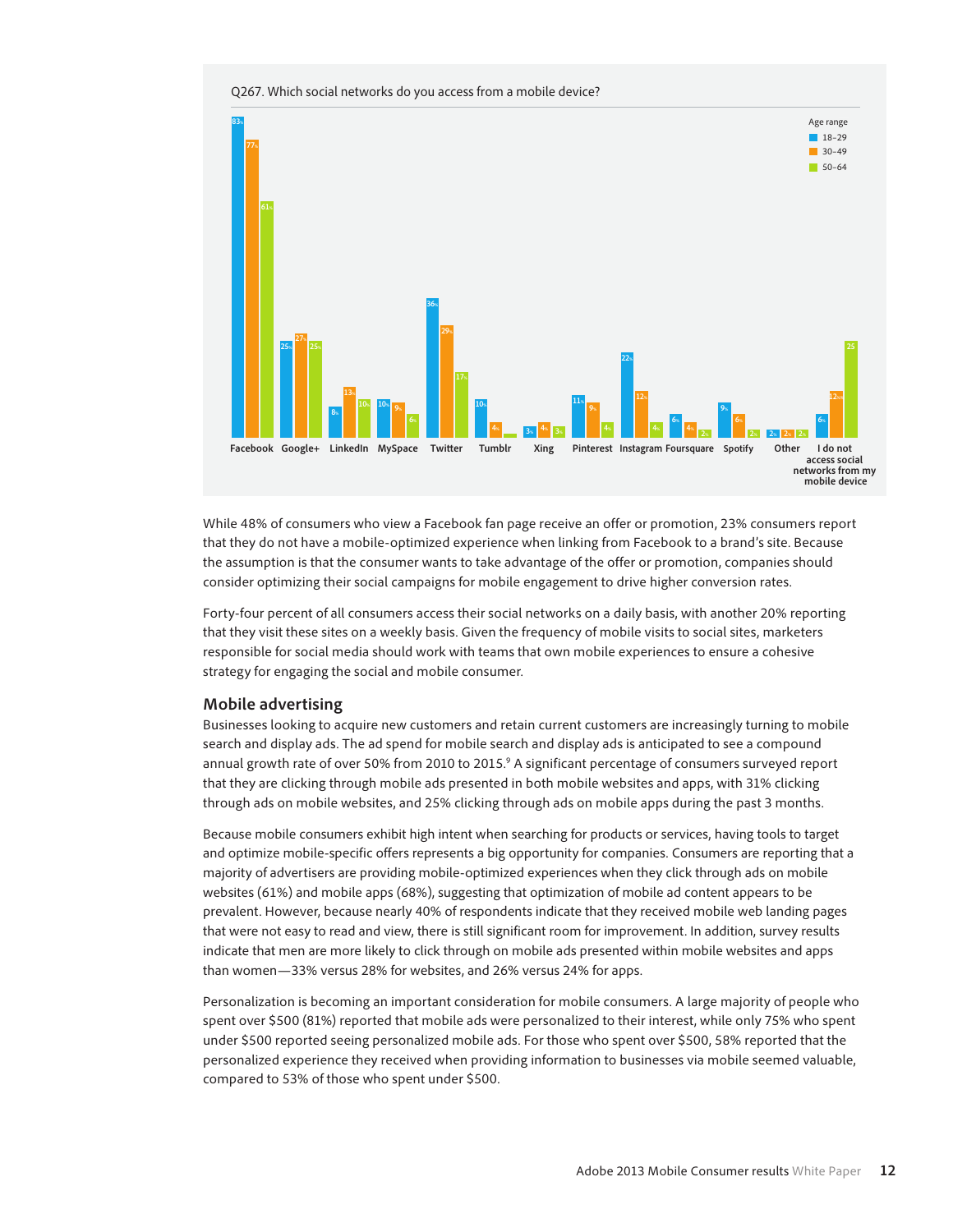Q267. Which social networks do you access from a mobile device?

| Social network | 18–29 | 30–49 | 50–64 |
|---|---|---|---|
| Facebook | 83% | 77% | 61% |
| Google+ | 25% | 27% | 25% |
| LinkedIn | 8% | 13% | 10% |
| MySpace | 10% | 9% | 6% |
| Twitter | 36% | 29% | 17% |
| Tumblr | 10% | 4% | |
| Xing | 3% | 4% | 3% |
| Pinterest | 11% | 9% | 4% |
| Instagram | 22% | 12% | 4% |
| Foursquare | 6% | 4% | 2% |
| Spotify | 9% | 6% | 2% |
| Other | 2% | 2% | 2% |
| I do not access social networks from my mobile device | 6% | 12% | 25 |

While 48% of consumers who view a Facebook fan page receive an offer or promotion, 23% consumers report that they do not have a mobile-optimized experience when linking from Facebook to a brand's site. Because the assumption is that the consumer wants to take advantage of the offer or promotion, companies should consider optimizing their social campaigns for mobile engagement to drive higher conversion rates.

Forty-four percent of all consumers access their social networks on a daily basis, with another 20% reporting that they visit these sites on a weekly basis. Given the frequency of mobile visits to social sites, marketers responsible for social media should work with teams that own mobile experiences to ensure a cohesive strategy for engaging the social and mobile consumer.

## Mobile advertising

Businesses looking to acquire new customers and retain current customers are increasingly turning to mobile search and display ads. The ad spend for mobile search and display ads is anticipated to see a compound annual growth rate of over 50% from 2010 to 2015.[9] A significant percentage of consumers surveyed report that they are clicking through mobile ads presented in both mobile websites and apps, with 31% clicking through ads on mobile websites, and 25% clicking through ads on mobile apps during the past 3 months.

Because mobile consumers exhibit high intent when searching for products or services, having tools to target and optimize mobile-specific offers represents a big opportunity for companies. Consumers are reporting that a majority of advertisers are providing mobile-optimized experiences when they click through ads on mobile websites (61%) and mobile apps (68%), suggesting that optimization of mobile ad content appears to be prevalent. However, because nearly 40% of respondents indicate that they received mobile web landing pages that were not easy to read and view, there is still significant room for improvement. In addition, survey results indicate that men are more likely to click through on mobile ads presented within mobile websites and apps than women—33% versus 28% for websites, and 26% versus 24% for apps.

Personalization is becoming an important consideration for mobile consumers. A large majority of people who spent over $500 (81%) reported that mobile ads were personalized to their interest, while only 75% who spent under $500 reported seeing personalized mobile ads. For those who spent over $500, 58% reported that the personalized experience they received when providing information to businesses via mobile seemed valuable, compared to 53% of those who spent under $500.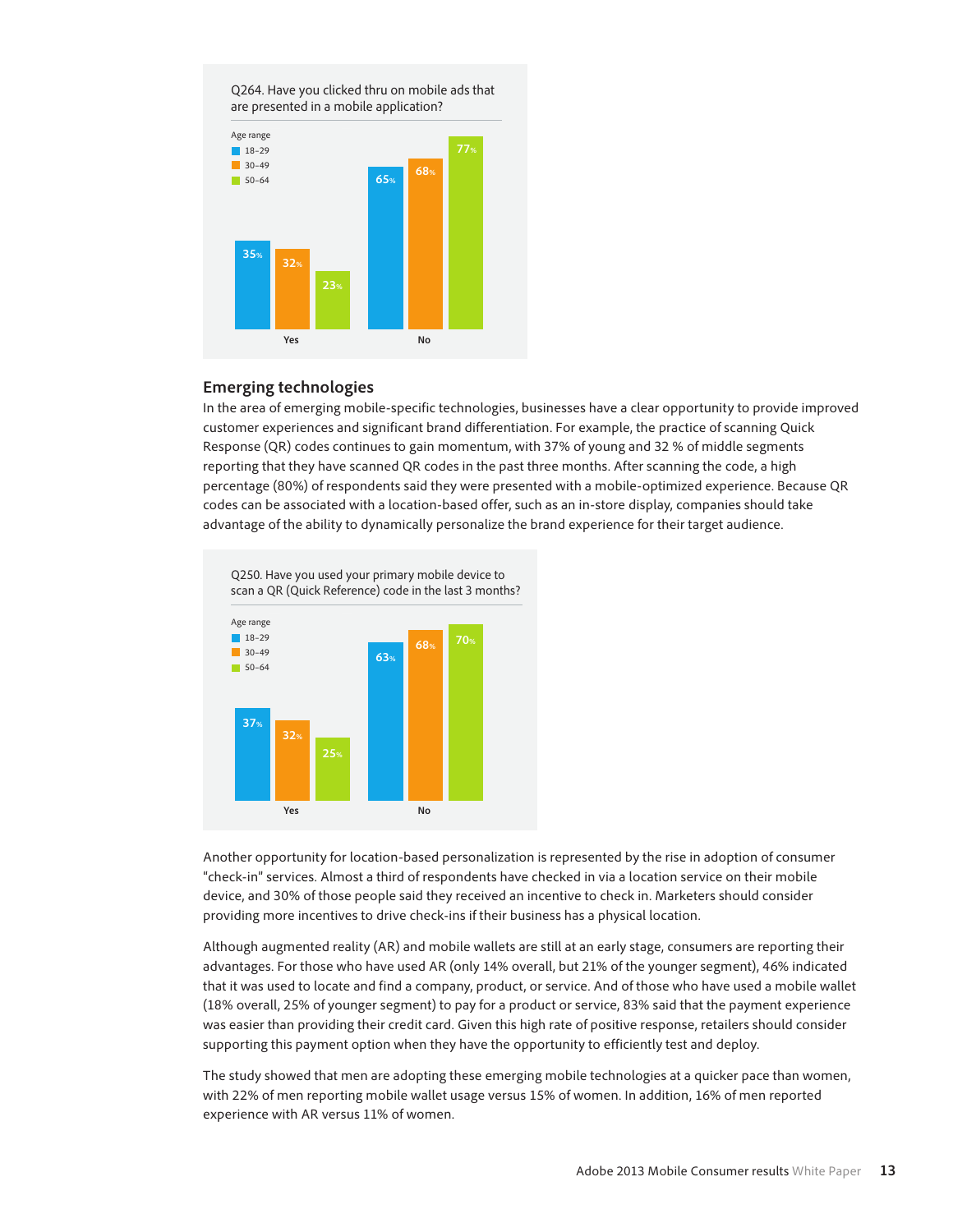Q264. Have you clicked thru on mobile ads that are presented in a mobile application?

| Age range | Yes | No |
| --- | --- | --- |
| 18–29 | 35% | 65% |
| 30–49 | 32% | 68% |
| 50–64 | 23% | 77% |

## Emerging technologies

In the area of emerging mobile-specific technologies, businesses have a clear opportunity to provide improved customer experiences and significant brand differentiation. For example, the practice of scanning Quick Response (QR) codes continues to gain momentum, with 37% of young and 32 % of middle segments reporting that they have scanned QR codes in the past three months. After scanning the code, a high percentage (80%) of respondents said they were presented with a mobile-optimized experience. Because QR codes can be associated with a location-based offer, such as an in-store display, companies should take advantage of the ability to dynamically personalize the brand experience for their target audience.

Q250. Have you used your primary mobile device to scan a QR (Quick Reference) code in the last 3 months?

| Age range | Yes | No |
| --- | --- | --- |
| 18–29 | 37% | 63% |
| 30–49 | 32% | 68% |
| 50–64 | 25% | 70% |

Another opportunity for location-based personalization is represented by the rise in adoption of consumer "check-in" services. Almost a third of respondents have checked in via a location service on their mobile device, and 30% of those people said they received an incentive to check in. Marketers should consider providing more incentives to drive check-ins if their business has a physical location.

Although augmented reality (AR) and mobile wallets are still at an early stage, consumers are reporting their advantages. For those who have used AR (only 14% overall, but 21% of the younger segment), 46% indicated that it was used to locate and find a company, product, or service. And of those who have used a mobile wallet (18% overall, 25% of younger segment) to pay for a product or service, 83% said that the payment experience was easier than providing their credit card. Given this high rate of positive response, retailers should consider supporting this payment option when they have the opportunity to efficiently test and deploy.

The study showed that men are adopting these emerging mobile technologies at a quicker pace than women, with 22% of men reporting mobile wallet usage versus 15% of women. In addition, 16% of men reported experience with AR versus 11% of women.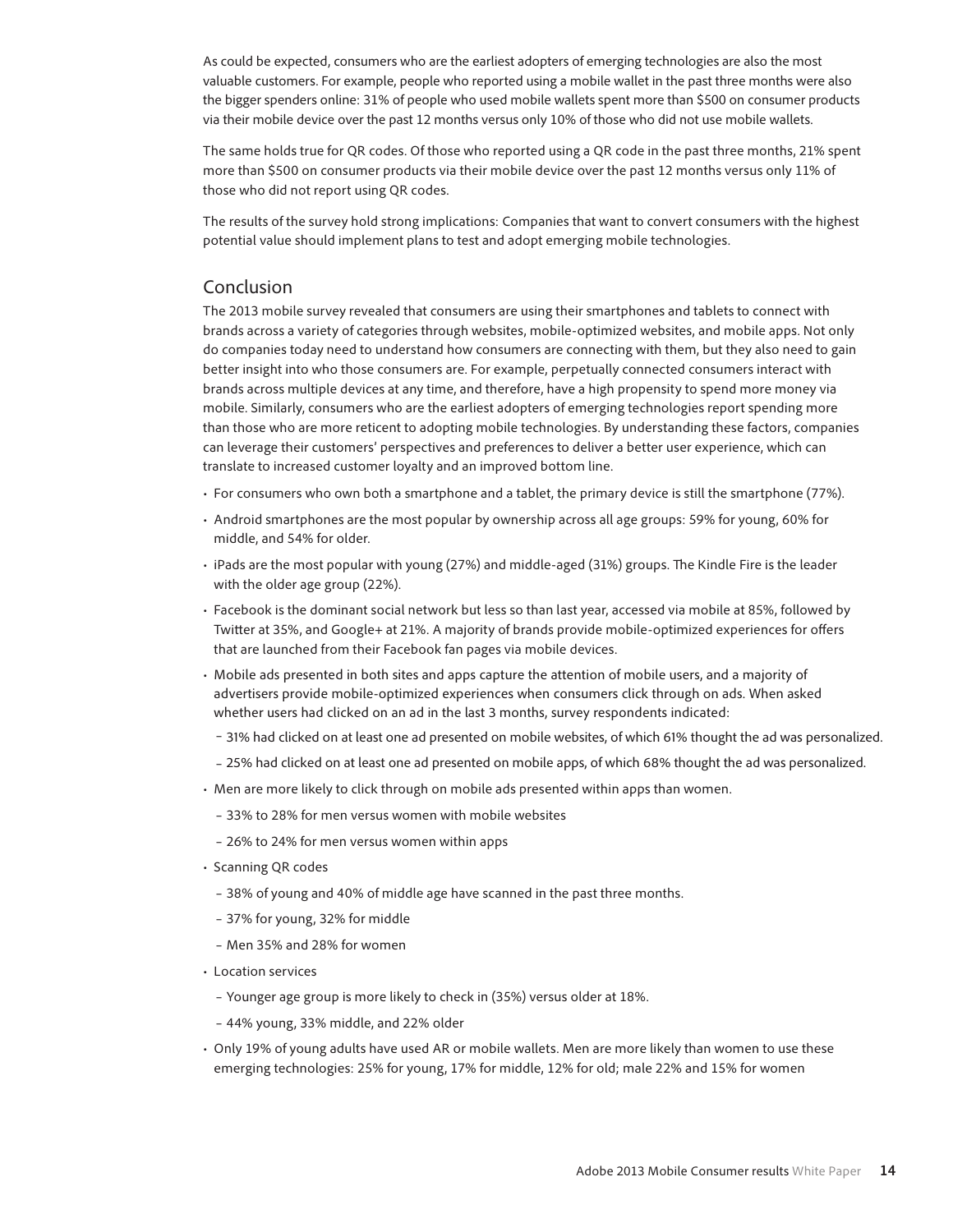As could be expected, consumers who are the earliest adopters of emerging technologies are also the most valuable customers. For example, people who reported using a mobile wallet in the past three months were also the bigger spenders online: 31% of people who used mobile wallets spent more than $500 on consumer products via their mobile device over the past 12 months versus only 10% of those who did not use mobile wallets.

The same holds true for QR codes. Of those who reported using a QR code in the past three months, 21% spent more than $500 on consumer products via their mobile device over the past 12 months versus only 11% of those who did not report using QR codes.

The results of the survey hold strong implications: Companies that want to convert consumers with the highest potential value should implement plans to test and adopt emerging mobile technologies.

## Conclusion

The 2013 mobile survey revealed that consumers are using their smartphones and tablets to connect with brands across a variety of categories through websites, mobile-optimized websites, and mobile apps. Not only do companies today need to understand how consumers are connecting with them, but they also need to gain better insight into who those consumers are. For example, perpetually connected consumers interact with brands across multiple devices at any time, and therefore, have a high propensity to spend more money via mobile. Similarly, consumers who are the earliest adopters of emerging technologies report spending more than those who are more reticent to adopting mobile technologies. By understanding these factors, companies can leverage their customers' perspectives and preferences to deliver a better user experience, which can translate to increased customer loyalty and an improved bottom line.

- For consumers who own both a smartphone and a tablet, the primary device is still the smartphone (77%).
- Android smartphones are the most popular by ownership across all age groups: 59% for young, 60% for middle, and 54% for older.
- iPads are the most popular with young (27%) and middle-aged (31%) groups. The Kindle Fire is the leader with the older age group (22%).
- Facebook is the dominant social network but less so than last year, accessed via mobile at 85%, followed by Twitter at 35%, and Google+ at 21%. A majority of brands provide mobile-optimized experiences for offers that are launched from their Facebook fan pages via mobile devices.
- Mobile ads presented in both sites and apps capture the attention of mobile users, and a majority of advertisers provide mobile-optimized experiences when consumers click through on ads. When asked whether users had clicked on an ad in the last 3 months, survey respondents indicated:
  - 31% had clicked on at least one ad presented on mobile websites, of which 61% thought the ad was personalized.
  - 25% had clicked on at least one ad presented on mobile apps, of which 68% thought the ad was personalized.
- Men are more likely to click through on mobile ads presented within apps than women.
  - 33% to 28% for men versus women with mobile websites
  - 26% to 24% for men versus women within apps
- Scanning QR codes
  - 38% of young and 40% of middle age have scanned in the past three months.
  - 37% for young, 32% for middle
  - Men 35% and 28% for women
- Location services
  - Younger age group is more likely to check in (35%) versus older at 18%.
  - 44% young, 33% middle, and 22% older
- Only 19% of young adults have used AR or mobile wallets. Men are more likely than women to use these emerging technologies: 25% for young, 17% for middle, 12% for old; male 22% and 15% for women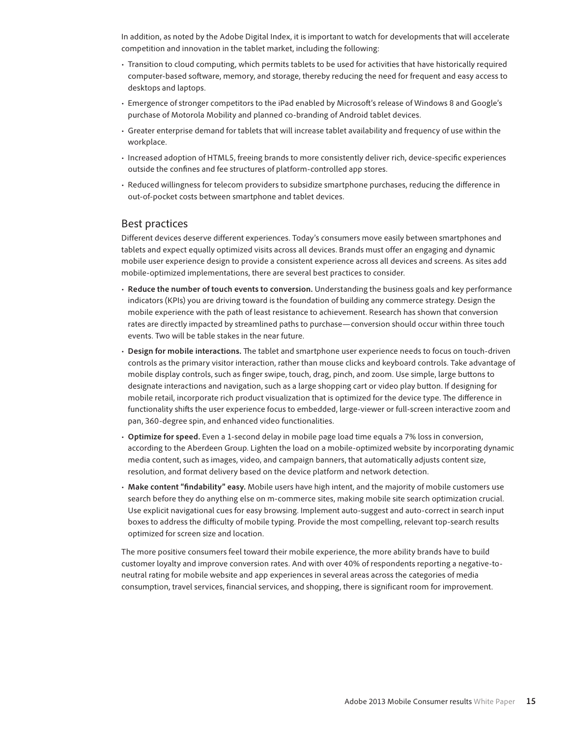In addition, as noted by the Adobe Digital Index, it is important to watch for developments that will accelerate competition and innovation in the tablet market, including the following:

- Transition to cloud computing, which permits tablets to be used for activities that have historically required computer-based software, memory, and storage, thereby reducing the need for frequent and easy access to desktops and laptops.
- Emergence of stronger competitors to the iPad enabled by Microsoft's release of Windows 8 and Google's purchase of Motorola Mobility and planned co-branding of Android tablet devices.
- Greater enterprise demand for tablets that will increase tablet availability and frequency of use within the workplace.
- Increased adoption of HTML5, freeing brands to more consistently deliver rich, device-specific experiences outside the confines and fee structures of platform-controlled app stores.
- Reduced willingness for telecom providers to subsidize smartphone purchases, reducing the difference in out-of-pocket costs between smartphone and tablet devices.

## Best practices

Different devices deserve different experiences. Today's consumers move easily between smartphones and tablets and expect equally optimized visits across all devices. Brands must offer an engaging and dynamic mobile user experience design to provide a consistent experience across all devices and screens. As sites add mobile-optimized implementations, there are several best practices to consider.

- **Reduce the number of touch events to conversion.** Understanding the business goals and key performance indicators (KPIs) you are driving toward is the foundation of building any commerce strategy. Design the mobile experience with the path of least resistance to achievement. Research has shown that conversion rates are directly impacted by streamlined paths to purchase—conversion should occur within three touch events. Two will be table stakes in the near future.
- **Design for mobile interactions.** The tablet and smartphone user experience needs to focus on touch-driven controls as the primary visitor interaction, rather than mouse clicks and keyboard controls. Take advantage of mobile display controls, such as finger swipe, touch, drag, pinch, and zoom. Use simple, large buttons to designate interactions and navigation, such as a large shopping cart or video play button. If designing for mobile retail, incorporate rich product visualization that is optimized for the device type. The difference in functionality shifts the user experience focus to embedded, large-viewer or full-screen interactive zoom and pan, 360-degree spin, and enhanced video functionalities.
- **Optimize for speed.** Even a 1-second delay in mobile page load time equals a 7% loss in conversion, according to the Aberdeen Group. Lighten the load on a mobile-optimized website by incorporating dynamic media content, such as images, video, and campaign banners, that automatically adjusts content size, resolution, and format delivery based on the device platform and network detection.
- **Make content "findability" easy.** Mobile users have high intent, and the majority of mobile customers use search before they do anything else on m-commerce sites, making mobile site search optimization crucial. Use explicit navigational cues for easy browsing. Implement auto-suggest and auto-correct in search input boxes to address the difficulty of mobile typing. Provide the most compelling, relevant top-search results optimized for screen size and location.

The more positive consumers feel toward their mobile experience, the more ability brands have to build customer loyalty and improve conversion rates. And with over 40% of respondents reporting a negative-to-neutral rating for mobile website and app experiences in several areas across the categories of media consumption, travel services, financial services, and shopping, there is significant room for improvement.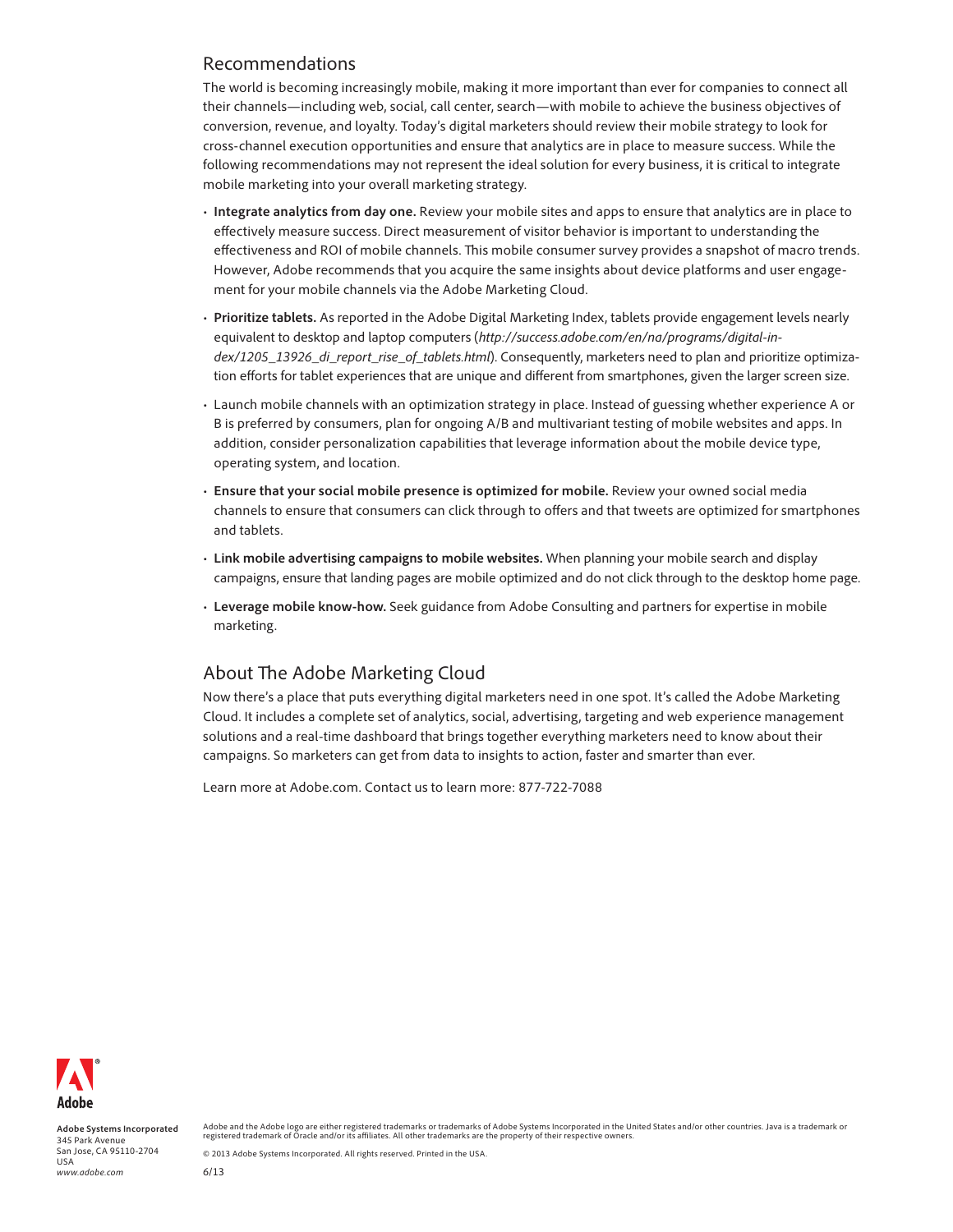## Recommendations

The world is becoming increasingly mobile, making it more important than ever for companies to connect all their channels—including web, social, call center, search—with mobile to achieve the business objectives of conversion, revenue, and loyalty. Today's digital marketers should review their mobile strategy to look for cross-channel execution opportunities and ensure that analytics are in place to measure success. While the following recommendations may not represent the ideal solution for every business, it is critical to integrate mobile marketing into your overall marketing strategy.

- **Integrate analytics from day one.** Review your mobile sites and apps to ensure that analytics are in place to effectively measure success. Direct measurement of visitor behavior is important to understanding the effectiveness and ROI of mobile channels. This mobile consumer survey provides a snapshot of macro trends. However, Adobe recommends that you acquire the same insights about device platforms and user engagement for your mobile channels via the Adobe Marketing Cloud.
- **Prioritize tablets.** As reported in the Adobe Digital Marketing Index, tablets provide engagement levels nearly equivalent to desktop and laptop computers (*http://success.adobe.com/en/na/programs/digital-index/1205_13926_di_report_rise_of_tablets.html*). Consequently, marketers need to plan and prioritize optimization efforts for tablet experiences that are unique and different from smartphones, given the larger screen size.
- Launch mobile channels with an optimization strategy in place. Instead of guessing whether experience A or B is preferred by consumers, plan for ongoing A/B and multivariant testing of mobile websites and apps. In addition, consider personalization capabilities that leverage information about the mobile device type, operating system, and location.
- **Ensure that your social mobile presence is optimized for mobile.** Review your owned social media channels to ensure that consumers can click through to offers and that tweets are optimized for smartphones and tablets.
- **Link mobile advertising campaigns to mobile websites.** When planning your mobile search and display campaigns, ensure that landing pages are mobile optimized and do not click through to the desktop home page.
- **Leverage mobile know-how.** Seek guidance from Adobe Consulting and partners for expertise in mobile marketing.

## About The Adobe Marketing Cloud

Now there's a place that puts everything digital marketers need in one spot. It's called the Adobe Marketing Cloud. It includes a complete set of analytics, social, advertising, targeting and web experience management solutions and a real-time dashboard that brings together everything marketers need to know about their campaigns. So marketers can get from data to insights to action, faster and smarter than ever.

Learn more at Adobe.com. Contact us to learn more: 877-722-7088

**Adobe Systems Incorporated**
345 Park Avenue
San Jose, CA 95110-2704
USA
*www.adobe.com*

Adobe and the Adobe logo are either registered trademarks or trademarks of Adobe Systems Incorporated in the United States and/or other countries. Java is a trademark or registered trademark of Oracle and/or its affiliates. All other trademarks are the property of their respective owners.

© 2013 Adobe Systems Incorporated. All rights reserved. Printed in the USA.

6/13